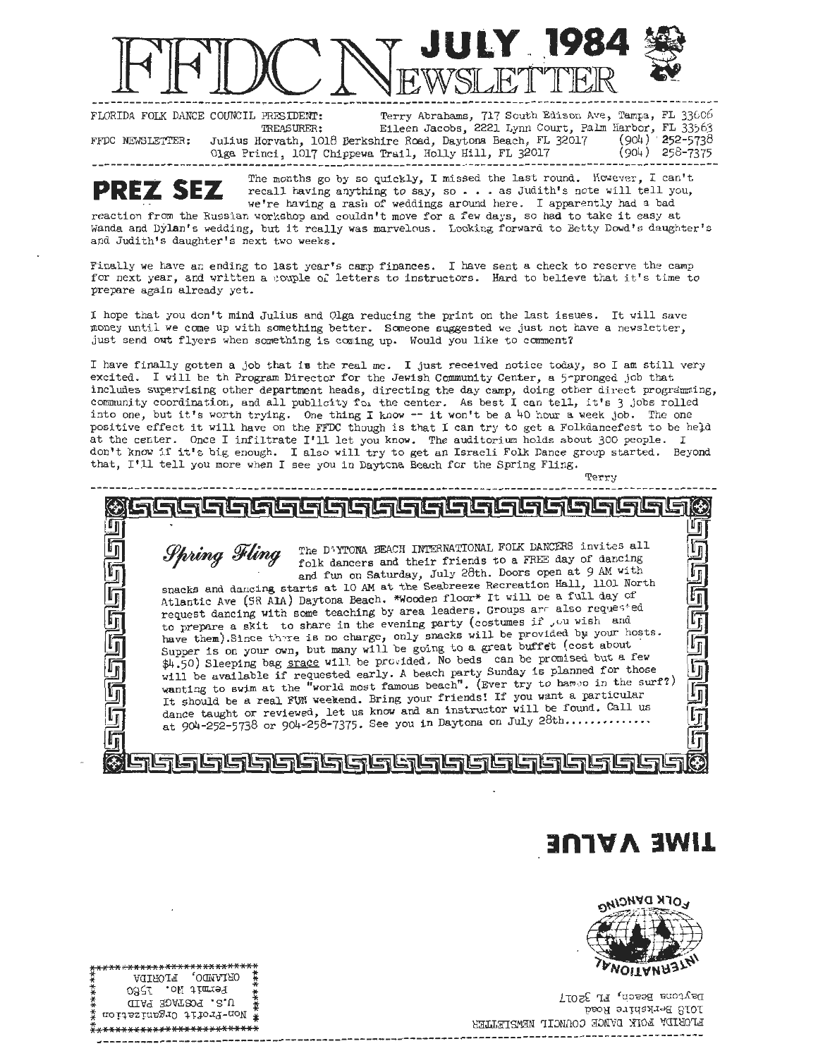# FFDC NEWSLETTER JULY 1984

FLORIDA FOLK DANCE COUNCIL PRESIDENT: Terry Abrahams, 717 South Edison Ave, Tampa, FL 33606
TREASURER: Eileen Jacobs, 2221 Lynn Court, Palm Harbor, FL 33563
FFDC NEWSLETTER: Julius Horvath, 1018 Berkshire Road, Daytona Beach, FL 32017 (904) 252-5738
Olga Princi, 1017 Chippewa Trail, Holly Hill, FL 32017 (904) 258-7375

## PREZ SEZ

The months go by so quickly, I missed the last round. However, I can't recall having anything to say, so . . . as Judith's note will tell you, we're having a rash of weddings around here. I apparently had a bad reaction from the Russian workshop and couldn't move for a few days, so had to take it easy at Wanda and Dylan's wedding, but it really was marvelous. Looking forward to Betty Dowd's daughter's and Judith's daughter's next two weeks.

Finally we have an ending to last year's camp finances. I have sent a check to reserve the camp for next year, and written a couple of letters to instructors. Hard to believe that it's time to prepare again already yet.

I hope that you don't mind Julius and Olga reducing the print on the last issues. It will save money until we come up with something better. Someone suggested we just not have a newsletter, just send out flyers when something is coming up. Would you like to comment?

I have finally gotten a job that is the real me. I just received notice today, so I am still very excited. I will be th Program Director for the Jewish Community Center, a 5-pronged job that includes supervising other department heads, directing the day camp, doing other direct programming, community coordination, and all publicity for the center. As best I can tell, it's 3 jobs rolled into one, but it's worth trying. One thing I know -- it won't be a 40 hour a week job. The one positive effect it will have on the FFDC though is that I can try to get a Folkdancefest to be held at the center. Once I infiltrate I'll let you know. The auditorium holds about 300 people. I don't know if it's big enough. I also will try to get an Israeli Folk Dance group started. Beyond that, I'll tell you more when I see you in Daytona Beach for the Spring Fling.

Terry

## *Spring Fling*

The DAYTONA BEACH INTERNATIONAL FOLK DANCERS invites all folk dancers and their friends to a FREE day of dancing and fun on Saturday, July 28th. Doors open at 9 AM with snacks and dancing starts at 10 AM at the Seabreeze Recreation Hall, 1101 North Atlantic Ave (SR A1A) Daytona Beach. *Wooden floor* It will be a full day of request dancing with some teaching by area leaders. Groups are also requested to prepare a skit to share in the evening party (costumes if you wish and have them). Since there is no charge, only snacks will be provided by your hosts. Supper is on your own, but many will be going to a great buffet (cost about $4.50) Sleeping bag <u>space</u> will be provided. No beds can be promised but a few will be available if requested early. A beach party Sunday is planned for those wanting to swim at the "world most famous beach". (Ever try to hambo in the surf?) It should be a real FUN weekend. Bring your friends! If you want a particular dance taught or reviewed, let us know and an instructor will be found. Call us at 904-252-5738 or 904-258-7375. See you in Daytona on July 28th.............

TIME VALUE

FLORIDA FOLK DANCE COUNCIL NEWSLETTER
1018 Berkshire Road
Daytona Beach, FL 32017

INTERNATIONAL FOLK DANCING

Non-Profit Organization
U.S. POSTAGE PAID
Permit No. 1580
ORLANDO, FLORIDA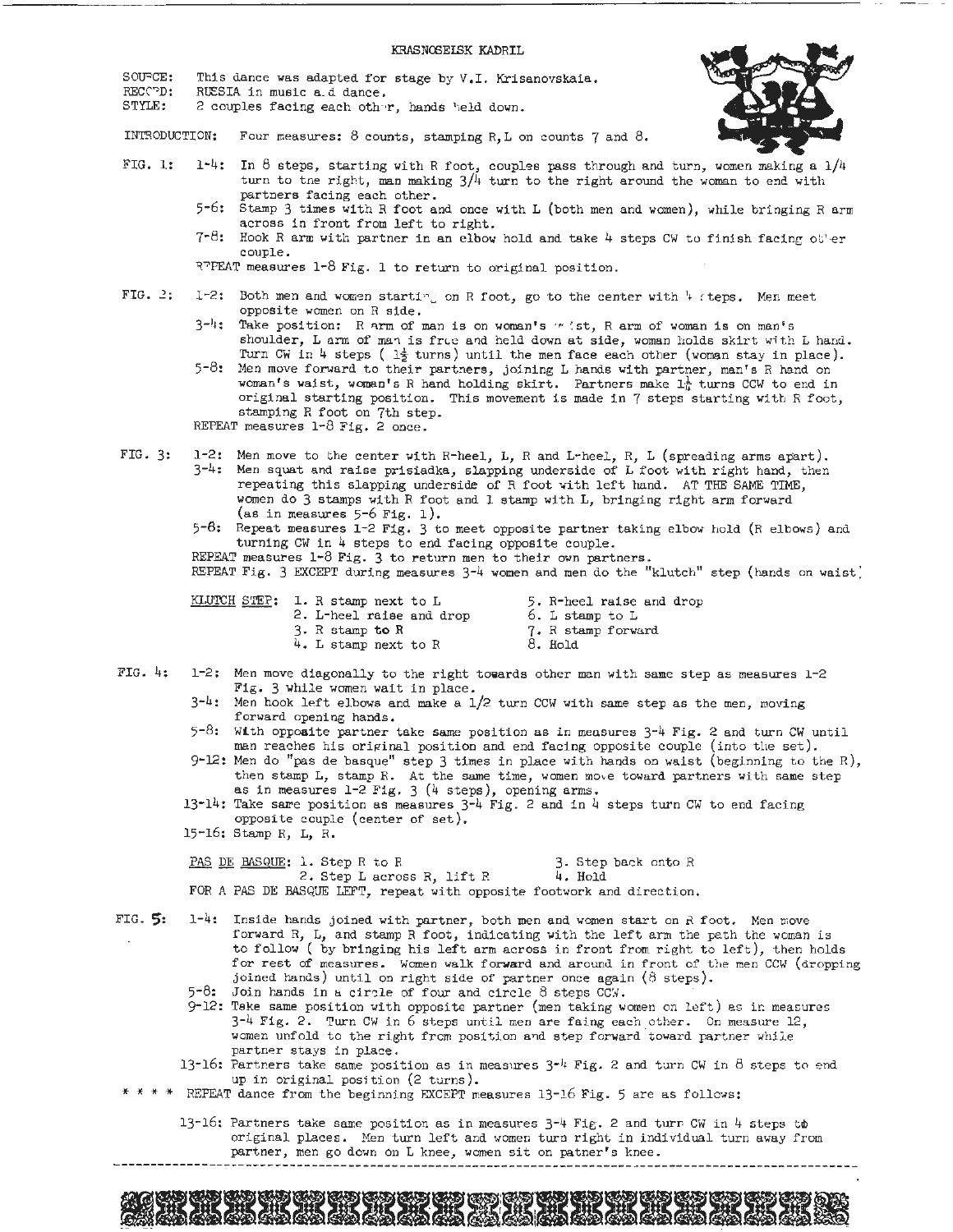# KRASNOSEISK KADRIL

SOURCE: This dance was adapted for stage by V.I. Krisanovskaia.
RECORD: RUSSIA in music and dance.
STYLE: 2 couples facing each other, hands held down.

INTRODUCTION: Four measures: 8 counts, stamping R,L on counts 7 and 8.

**FIG. 1:**

1-4: In 8 steps, starting with R foot, couples pass through and turn, women making a 1/4 turn to the right, man making 3/4 turn to the right around the woman to end with partners facing each other.

5-6: Stamp 3 times with R foot and once with L (both men and women), while bringing R arm across in front from left to right.

7-8: Hook R arm with partner in an elbow hold and take 4 steps CW to finish facing other couple.

REPEAT measures 1-8 Fig. 1 to return to original position.

**FIG. 2:**

1-2: Both men and women starting on R foot, go to the center with 4 steps. Men meet opposite women on R side.

3-4: Take position: R arm of man is on woman's waist, R arm of woman is on man's shoulder, L arm of man is free and held down at side, woman holds skirt with L hand. Turn CW in 4 steps ( $1\frac{1}{2}$ turns) until the men face each other (woman stay in place).

5-8: Men move forward to their partners, joining L hands with partner, man's R hand on woman's waist, woman's R hand holding skirt. Partners make $1\frac{1}{4}$ turns CCW to end in original starting position. This movement is made in 7 steps starting with R foot, stamping R foot on 7th step.

REPEAT measures 1-8 Fig. 2 once.

**FIG. 3:**

1-2: Men move to the center with R-heel, L, R and L-heel, R, L (spreading arms apart).

3-4: Men squat and raise prisiadka, slapping underside of L foot with right hand, then repeating this slapping underside of R foot with left hand. AT THE SAME TIME, women do 3 stamps with R foot and 1 stamp with L, bringing right arm forward (as in measures 5-6 Fig. 1).

5-8: Repeat measures 1-2 Fig. 3 to meet opposite partner taking elbow hold (R elbows) and turning CW in 4 steps to end facing opposite couple.

REPEAT measures 1-8 Fig. 3 to return men to their own partners.
REPEAT Fig. 3 EXCEPT during measures 3-4 women and men do the "klutch" step (hands on waist)

KLUTCH STEP:
1. R stamp next to L
2. L-heel raise and drop
3. R stamp to R
4. L stamp next to R
5. R-heel raise and drop
6. L stamp to L
7. R stamp forward
8. Hold

**FIG. 4:**

1-2: Men move diagonally to the right towards other man with same step as measures 1-2 Fig. 3 while women wait in place.

3-4: Men hook left elbows and make a 1/2 turn CCW with same step as the men, moving forward opening hands.

5-8: With opposite partner take same position as in measures 3-4 Fig. 2 and turn CW until man reaches his original position and end facing opposite couple (into the set).

9-12: Men do "pas de basque" step 3 times in place with hands on waist (beginning to the R), then stamp L, stamp R. At the same time, women move toward partners with same step as in measures 1-2 Fig. 3 (4 steps), opening arms.

13-14: Take same position as measures 3-4 Fig. 2 and in 4 steps turn CW to end facing opposite couple (center of set).

15-16: Stamp R, L, R.

PAS DE BASQUE:
1. Step R to R
2. Step L across R, lift R
3. Step back onto R
4. Hold

FOR A PAS DE BASQUE LEFT, repeat with opposite footwork and direction.

**FIG. 5:**

1-4: Inside hands joined with partner, both men and women start on R foot. Men move forward R, L, and stamp R foot, indicating with the left arm the path the woman is to follow ( by bringing his left arm across in front from right to left), then holds for rest of measures. Women walk forward and around in front of the men CCW (dropping joined hands) until on right side of partner once again (8 steps).

5-8: Join hands in a circle of four and circle 8 steps CCW.

9-12: Take same position with opposite partner (men taking women on left) as in measures 3-4 Fig. 2. Turn CW in 6 steps until men are faing each other. On measure 12, women unfold to the right from position and step forward toward partner while partner stays in place.

13-16: Partners take same position as in measures 3-4 Fig. 2 and turn CW in 8 steps to end up in original position (2 turns).

\* \* \* \* REPEAT dance from the beginning EXCEPT measures 13-16 Fig. 5 are as follows:

13-16: Partners take same position as in measures 3-4 Fig. 2 and turn CW in 4 steps to original places. Men turn left and women turn right in individual turn away from partner, men go down on L knee, women sit on patner's knee.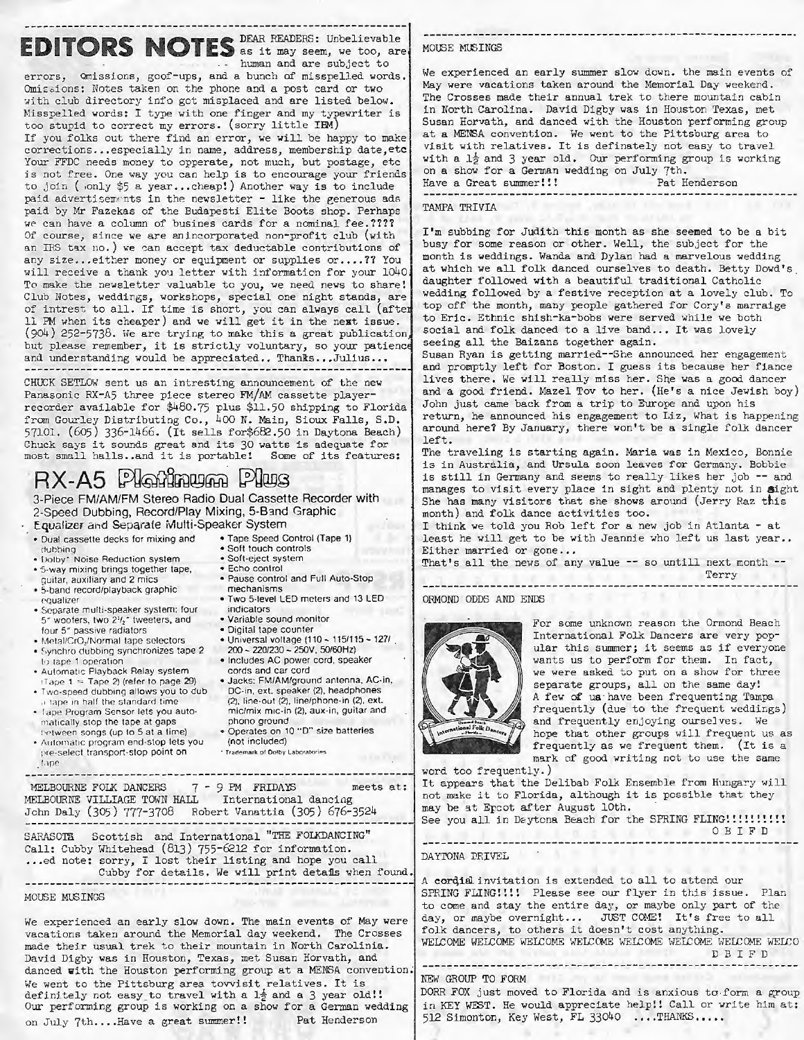# EDITORS NOTES

DEAR READERS: Unbelievable as it may seem, we too, are human and are subject to errors, omissions, goof-ups, and a bunch of misspelled words. Omissions: Notes taken on the phone and a post card or two with club directory info got misplaced and are listed below. Misspelled words: I type with one finger and my typewriter is too stupid to correct my errors. (sorry little IBM)

If you folks out there find an error, we will be happy to make corrections...especially in name, address, membership date,etc Your FFDC needs money to opperate, not much, but postage, etc is not free. One way you can help is to encourage your friends to join (only $5 a year...cheap!) Another way is to include paid advertisements in the newsletter - like the generous ads paid by Mr Fazekas of the Budapesti Elite Boots shop. Perhaps we can have a column of busines cards for a nominal fee.???? Of course, since we are anincorporated non-profit club (with an IRS tax no.) we can accept tax deductable contributions of any size...either money or equipment or supplies or....?? You will receive a thank you letter with information for your 1040. To make the newsletter valuable to you, we need news to share! Club Notes, weddings, workshops, special one night stands, are of intrest to all. If time is short, you can always call (after 11 PM when its cheaper) and we will get it in the next issue. (904) 252-5738. We are trying to make this a great publication, but please remember, it is strictly voluntary, so your patience and understanding would be appreciated.. Thanks...Julius...

---

CHUCK SETLOW sent us an intresting announcement of the new Panasonic RX-A5 three piece stereo FM/AM cassette player-recorder available for $480.75 plus $11.50 shipping to Florida from Gourley Distributing Co., 400 N. Main, Sioux Falls, S.D. 57101. (605) 336-1466. (It sells for$682.50 in Daytona Beach) Chuck says it sounds great and its 30 watts is adequate for most small halls..and it is portable! Some of its features:

## RX-A5 Platinum Plus

3-Piece FM/AM/FM Stereo Radio Dual Cassette Recorder with 2-Speed Dubbing, Record/Play Mixing, 5-Band Graphic Equalizer and Separate Multi-Speaker System

- Dual cassette decks for mixing and dubbing
- Dolby* Noise Reduction system
- 5-way mixing brings together tape, guitar, auxiliary and 2 mics
- 5-band record/playback graphic equalizer
- Separate multi-speaker system: four 5" woofers, two 2½" tweeters, and four 5" passive radiators
- Metal/CrO₂/Normal tape selectors
- Synchro dubbing synchronizes tape 2 to tape 1 operation
- Automatic Playback Relay system (Tape 1 → Tape 2) (refer to page 29)
- Two-speed dubbing allows you to dub a tape in half the standard time
- Tape Program Sensor lets you automatically stop the tape at gaps between songs (up to 5 at a time)
- Automatic program end-stop lets you pre-select transport-stop point on tape
- Tape Speed Control (Tape 1)
- Soft touch controls
- Soft-eject system
- Echo control
- Pause control and Full Auto-Stop mechanisms
- Two 5-level LED meters and 13 LED indicators
- Variable sound monitor
- Digital tape counter
- Universal voltage (110 ~ 115/115 ~ 127/200 ~ 220/230 ~ 250V, 50/60Hz)
- Includes AC power cord, speaker cords and car cord
- Jacks: FM/AM/ground antenna, AC-in, DC-in, ext. speaker (2), headphones (2), line-out (2), line/phone-in (2), ext. mic/mix mic-in (2), aux-in, guitar and phono ground
- Operates on 10 "D" size batteries (not included)

*Trademark of Dolby Laboratories

---

MELBOURNE FOLK DANCERS 7 - 9 PM FRIDAYS meets at:
MELBOURNE VILLIAGE TOWN HALL International dancing
John Daly (305) 777-3708 Robert Vanattia (305) 676-3524

---

SARASOTA Scottish and International "THE FOLKDANCING"
Call: Cubby Whitehead (813) 755-6212 for information.
...ed note: sorry, I lost their listing and hope you call Cubby for details. We will print details when found.

---

MOUSE MUSINGS

We experienced an early slow down. The main events of May were vacations taken around the Memorial day weekend. The Crosses made their usual trek to their mountain in North Carolinia. David Digby was in Houston, Texas, met Susan Horvath, and danced with the Houston performing group at a MENSA convention. We went to the Pittsburg area tovvisit relatives. It is definitely not easy to travel with a 1½ and a 3 year old!! Our performing group is working on a show for a German wedding on July 7th....Have a great summer!! Pat Henderson

---

MOUSE MUSINGS

We experienced an early summer slow down. the main events of May were vacations taken around the Memorial Day weekend. The Crosses made their annual trek to there mountain cabin in North Carolina. David Digby was in Houston Texas, met Susan Horvath, and danced with the Houston performing group at a MENSA convention. We went to the Pittsburg area to visit with relatives. It is definately not easy to travel with a 1½ and 3 year old. Our performing group is working on a show for a German wedding on July 7th.
Have a Great summer!!! Pat Henderson

---

TAMPA TRIVIA

I'm subbing for Judith this month as she seemed to be a bit busy for some reason or other. Well, the subject for the month is weddings. Wanda and Dylan had a marvelous wedding at which we all folk danced ourselves to death. Betty Dowd's daughter followed with a beautiful traditional Catholic wedding followed by a festive reception at a lovely club. To top off the month, many people gathered for Cory's marraige to Eric. Ethnic shish-ka-bobs were served while we both social and folk danced to a live band... It was lovely seeing all the Baizans together again.

Susan Ryan is getting married--She announced her engagement and promptly left for Boston. I guess its because her fiance lives there. We will really miss her. She was a good dancer and a good friend. Mazel Tov to her. (He's a nice Jewish boy) John just came back from a trip to Europe and upon his return, he announced his engagement to Liz, What is happening around here? By January, there won't be a single folk dancer left.

The traveling is starting again. Maria was in Mexico, Bonnie is in Australia, and Ursula soon leaves for Germany. Bobbie is still in Germany and seems to really likes her job -- and manages to visit every place in sight and plenty not in sight She has many visitors that she shows around (Jerry Raz this month) and folk dance activities too.

I think we told you Rob left for a new job in Atlanta - at least he will get to be with Jeannie who left us last year.. Either married or gone...

That's all the news of any value -- so untill next month -- Terry

---

ORMOND ODDS AND ENDS

For some unknown reason the Ormond Beach International Folk Dancers are very popular this summer; it seems as if everyone wants us to perform for them. In fact, we were asked to put on a show for three separate groups, all on the same day! A few of us have been frequenting Tampa frequently (due to the frequent weddings) and frequently enjoying ourselves. We hope that other groups will frequent us as frequently as we frequent them. (It is a mark of good writing not to use the same word too frequently.)

It appears that the Delibab Folk Ensemble from Hungary will not make it to Florida, although it is possible that they may be at Epcot after August 10th.

See you all in Daytona Beach for the SPRING FLING!!!!!!!!!! OBIFD

---

DAYTONA DRIVEL

A cordial invitation is extended to all to attend our SPRING FLING!!!! Please see our flyer in this issue. Plan to come and stay the entire day, or maybe only part of the day, or maybe overnight... JUST COME! It's free to all folk dancers, to others it doesn't cost anything.

WELCOME WELCOME WELCOME WELCOME WELCOME WELCOME WELCOME WELCO
DBIFD

---

NEW GROUP TO FORM

DORR FOX just moved to Florida and is anxious to form a group in KEY WEST. He would appreciate help!! Call or write him at: 512 Simonton, Key West, FL 33040 ....THANKS.....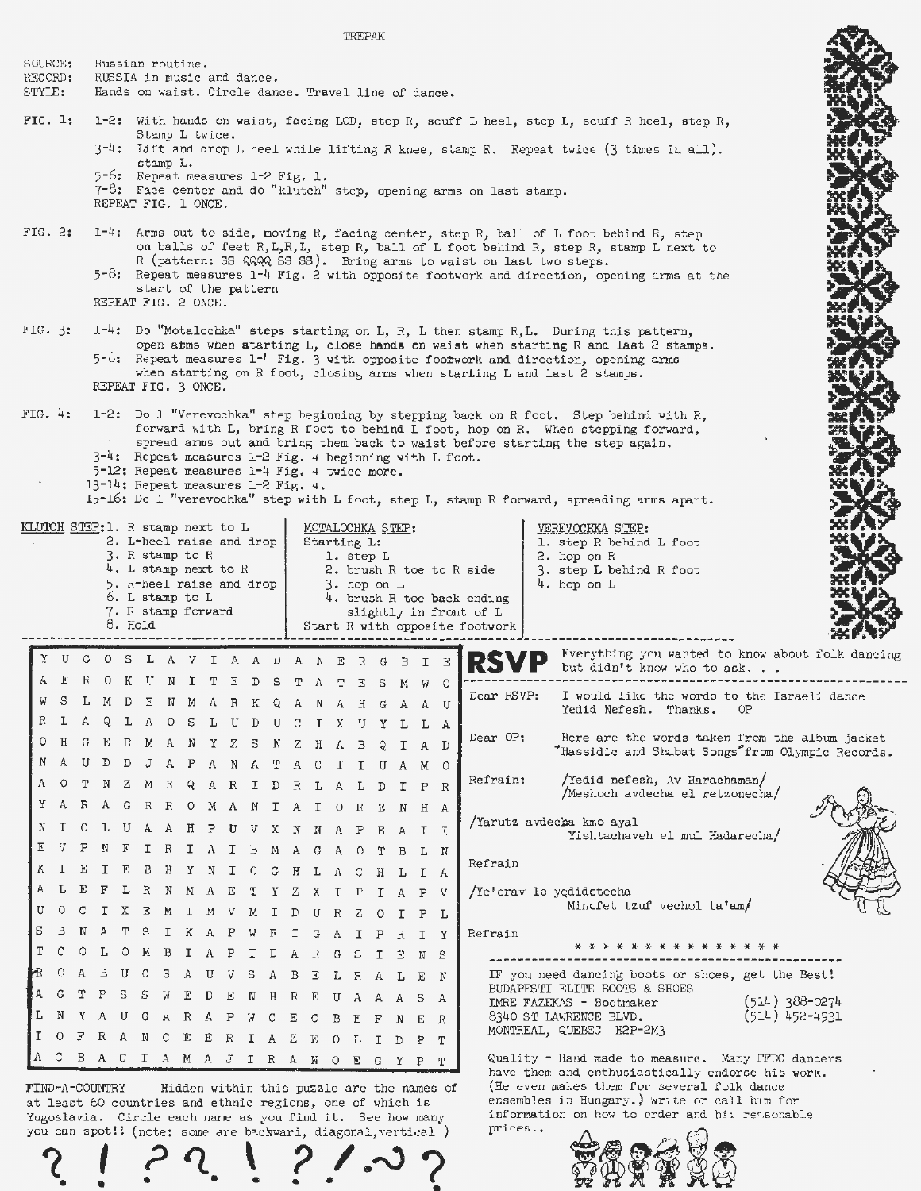# TREPAK

SOURCE: Russian routine.
RECORD: RUSSIA in music and dance.
STYLE: Hands on waist. Circle dance. Travel line of dance.

FIG. 1:
- 1-2: With hands on waist, facing LOD, step R, scuff L heel, step L, scuff R heel, step R, Stamp L twice.
- 3-4: Lift and drop L heel while lifting R knee, stamp R. Repeat twice (3 times in all). stamp L.
- 5-6: Repeat measures 1-2 Fig. 1.
- 7-8: Face center and do "klutch" step, opening arms on last stamp.

REPEAT FIG. 1 ONCE.

FIG. 2:
- 1-4: Arms out to side, moving R, facing center, step R, ball of L foot behind R, step on balls of feet R,L,R,L, step R, ball of L foot behind R, step R, stamp L next to R (pattern: SS QQQQ SS SS). Bring arms to waist on last two steps.
- 5-8: Repeat measures 1-4 Fig. 2 with opposite footwork and direction, opening arms at the start of the pattern

REPEAT FIG. 2 ONCE.

FIG. 3:
- 1-4: Do "Motalochka" steps starting on L, R, L then stamp R,L. During this pattern, open atms when atarting L, close hands on waist when starting R and last 2 stamps.
- 5-8: Repeat measures 1-4 Fig. 3 with opposite footwork and direction, opening arms when starting on R foot, closing arms when starting L and last 2 stamps.

REPEAT FIG. 3 ONCE.

FIG. 4:
- 1-2: Do 1 "Verevochka" step beginning by stepping back on R foot. Step behind with R, forward with L, bring R foot to behind L foot, hop on R. When stepping forward, spread arms out and bring them back to waist before starting the step again.
- 3-4: Repeat measures 1-2 Fig. 4 beginning with L foot.
- 5-12: Repeat measures 1-4 Fig. 4 twice more.
- 13-14: Repeat measures 1-2 Fig. 4.
- 15-16: Do 1 "verevochka" step with L foot, step L, stamp R forward, spreading arms apart.

KLUTCH STEP:
1. R stamp next to L
2. L-heel raise and drop
3. R stamp to R
4. L stamp next to R
5. R-heel raise and drop
6. L stamp to L
7. R stamp forward
8. Hold

MOTALOCHKA STEP:
Starting L:
1. step L
2. brush R toe to R side
3. hop on L
4. brush R toe back ending slightly in front of L

Start R with opposite footwork

VEREVOCHKA STEP:
1. step R behind L foot
2. hop on R
3. step L behind R foot
4. hop on L

---

| | | | | | | | | | | | | | | | | | | | |
|---|---|---|---|---|---|---|---|---|---|---|---|---|---|---|---|---|---|---|---|
| Y | U | G | O | S | L | A | V | I | A | A | D | A | N | E | R | G | B | I | E |
| A | E | R | O | K | U | N | I | T | E | D | S | T | A | T | E | S | M | W | C |
| W | S | L | M | D | E | N | M | A | R | K | Q | A | N | A | H | G | A | A | U |
| R | L | A | Q | L | A | O | S | L | U | D | U | C | I | X | U | Y | L | L | A |
| O | H | G | E | R | M | A | N | Y | Z | S | N | Z | H | A | B | Q | I | A | D |
| N | A | U | D | D | J | A | P | A | N | A | T | A | C | I | I | U | A | M | O |
| A | O | T | N | Z | M | E | Q | A | R | I | D | R | L | A | L | D | I | P | R |
| Y | A | R | A | G | R | R | O | M | A | N | I | A | I | O | R | E | N | H | A |
| N | I | O | L | U | A | A | H | P | U | V | X | N | N | A | P | E | A | I | I |
| E | V | P | N | F | I | R | I | A | I | B | M | A | G | A | O | T | B | L | N |
| K | I | E | I | E | B | R | Y | N | I | O | G | H | L | A | C | H | L | I | A |
| A | L | E | F | L | R | N | M | A | E | T | Y | Z | X | I | P | I | A | P | V |
| U | O | C | I | X | E | M | I | M | V | M | I | D | U | R | Z | O | I | P | L |
| S | B | N | A | T | S | I | K | A | P | W | R | I | G | A | I | P | R | I | Y |
| T | C | O | L | O | M | B | I | A | P | I | D | A | R | G | S | I | E | N | S |
| R | O | A | B | U | C | S | A | U | V | S | A | B | E | L | R | A | L | E | N |
| A | G | T | P | S | S | W | E | D | E | N | H | R | E | U | A | A | A | S | A |
| L | N | Y | A | U | G | A | R | A | P | W | C | E | C | B | E | F | N | E | R |
| I | O | F | R | A | N | C | E | E | R | I | A | Z | E | O | L | I | D | P | T |
| A | C | B | A | C | I | A | M | A | J | I | R | A | N | O | E | G | Y | P | T |

FIND-A-COUNTRY Hidden within this puzzle are the names of at least 60 countries and ethnic regions, one of which is Yugoslavia. Circle each name as you find it. See how many you can spot!! (note: some are backward, diagonal, vertical )

? ! ? ? ! ? / ~ ?

## RSVP

Everything you wanted to know about folk dancing but didn't know who to ask. . .

Dear RSVP: I would like the words to the Israeli dance Yedid Nefesh. Thanks. OP

Dear OP: Here are the words taken from the album jacket "Hassidic and Shabat Songs" from Olympic Records.

Refrain: /Yedid nefesh, Av Harachaman/
/Meshoch avdecha el retzonecha/

/Yarutz avdecha kmo ayal
Yishtachaveh el mul Hadarecha/

Refrain

/Ye'erav lo yedidotecha
Minofet tzuf vechol ta'am/

Refrain

\* \* \* \* \* \* \* \* \* \* \* \* \* \* \*

IF you need dancing boots or shoes, get the Best!
BUDAPESTI ELITE BOOTS & SHOES
IMRE FAZEKAS - Bootmaker (514) 388-0274
8340 ST LAWRENCE BLVD. (514) 452-4931
MONTREAL, QUEBEC H2P-2M3

Quality - Hand made to measure. Many FFDC dancers have them and enthusiastically endorse his work. (He even makes them for several folk dance ensembles in Hungary.) Write or call him for information on how to order and his reasonable prices..